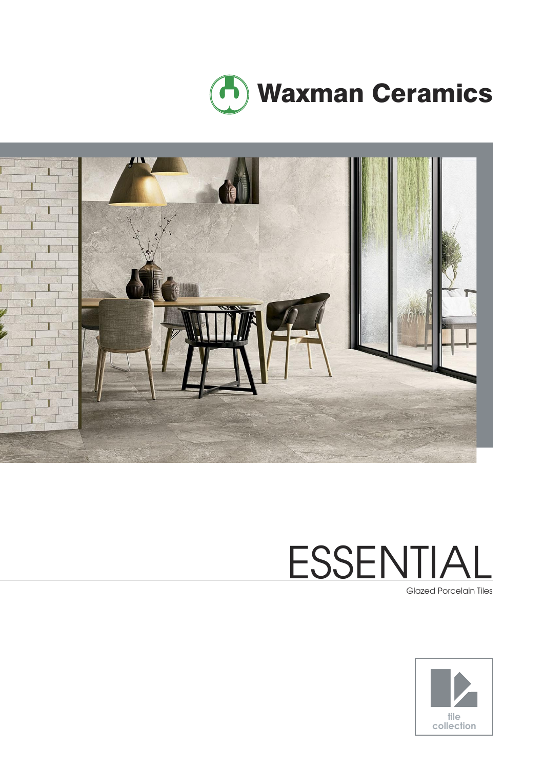# Waxman Ceramics

# ESSENTIAL

Glazed Porcelain Tiles

tile collection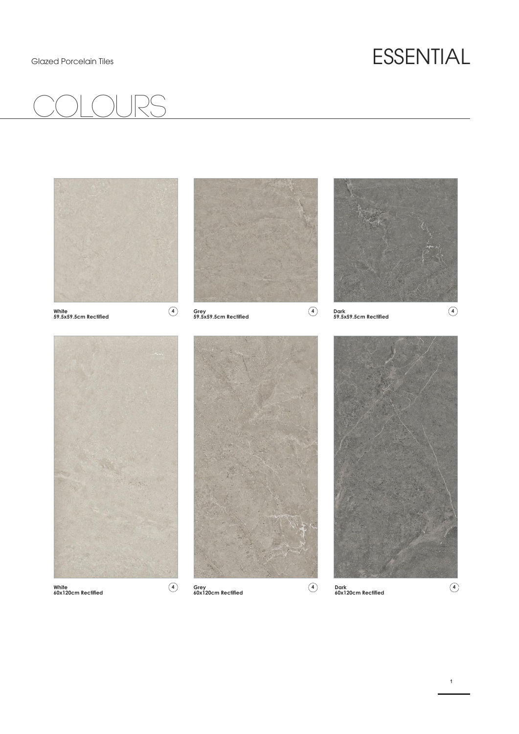Glazed Porcelain Tiles

# ESSENTIAL

## COLOURS

**White**
**59.5x59.5cm Rectified**
4

**Grey**
**59.5x59.5cm Rectified**
4

**Dark**
**59.5x59.5cm Rectified**
4

**White**
**60x120cm Rectified**
4

**Grey**
**60x120cm Rectified**
4

**Dark**
**60x120cm Rectified**
4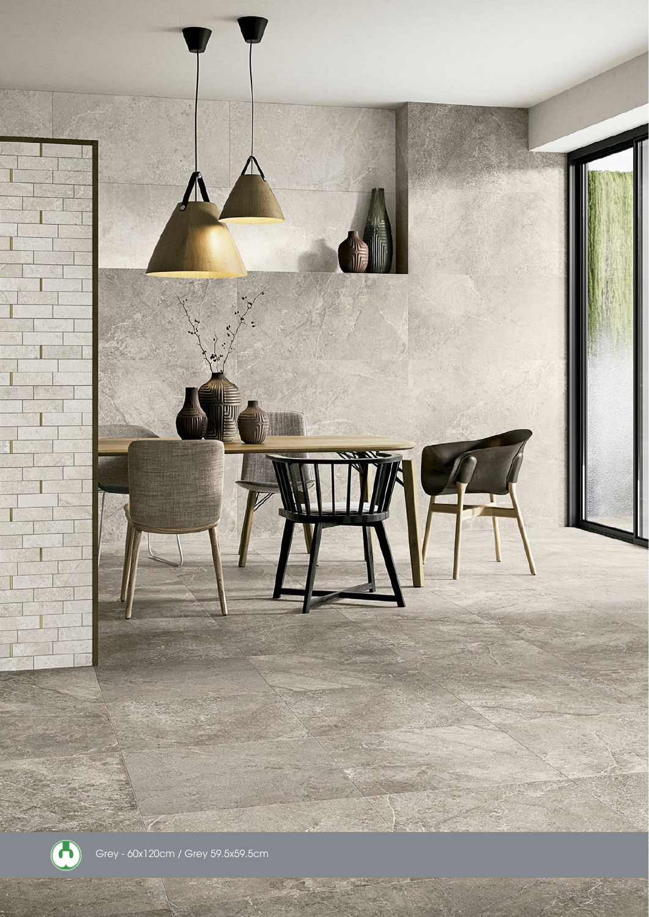Grey - 60x120cm / Grey 59.5x59.5cm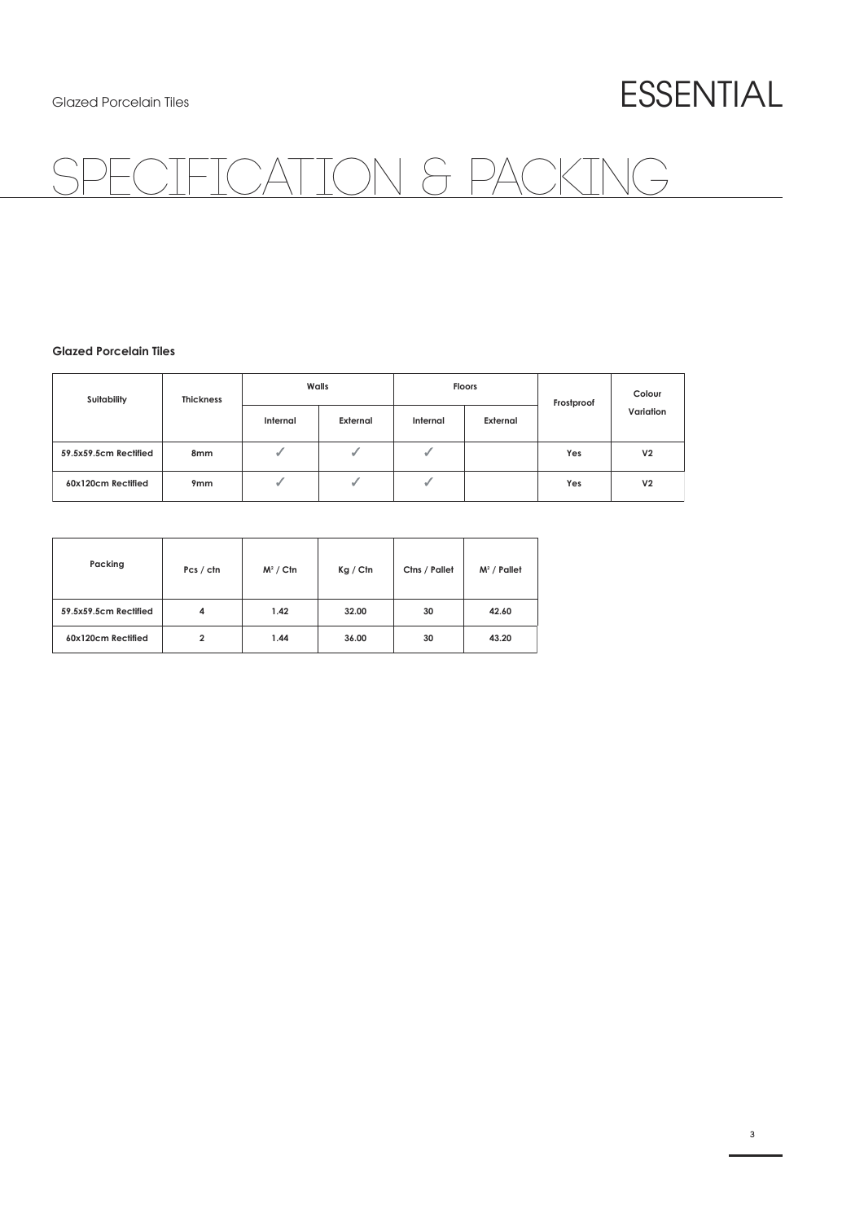# SPECIFICATION & PACKING

### Glazed Porcelain Tiles

| Suitability | Thickness | Walls | | Floors | | Frostproof | Colour Variation |
|---|---|---|---|---|---|---|---|
| | | Internal | External | Internal | External | | |
| 59.5x59.5cm Rectified | 8mm | ✓ | ✓ | ✓ | | Yes | V2 |
| 60x120cm Rectified | 9mm | ✓ | ✓ | ✓ | | Yes | V2 |

| Packing | Pcs / ctn | $M^2$ / Ctn | Kg / Ctn | Ctns / Pallet | $M^2$ / Pallet |
|---|---|---|---|---|---|
| 59.5x59.5cm Rectified | 4 | 1.42 | 32.00 | 30 | 42.60 |
| 60x120cm Rectified | 2 | 1.44 | 36.00 | 30 | 43.20 |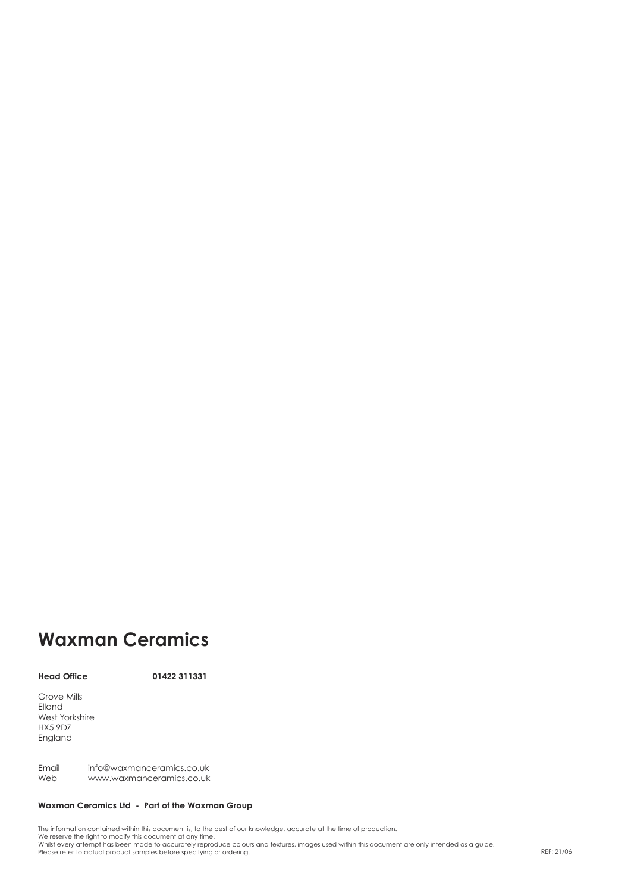# Waxman Ceramics

**Head Office** **01422 311331**

Grove Mills
Elland
West Yorkshire
HX5 9DZ
England

Email info@waxmanceramics.co.uk
Web www.waxmanceramics.co.uk

**Waxman Ceramics Ltd - Part of the Waxman Group**

The information contained within this document is, to the best of our knowledge, accurate at the time of production.
We reserve the right to modify this document at any time.
Whilst every attempt has been made to accurately reproduce colours and textures, images used within this document are only intended as a guide.
Please refer to actual product samples before specifying or ordering.

REF: 21/06